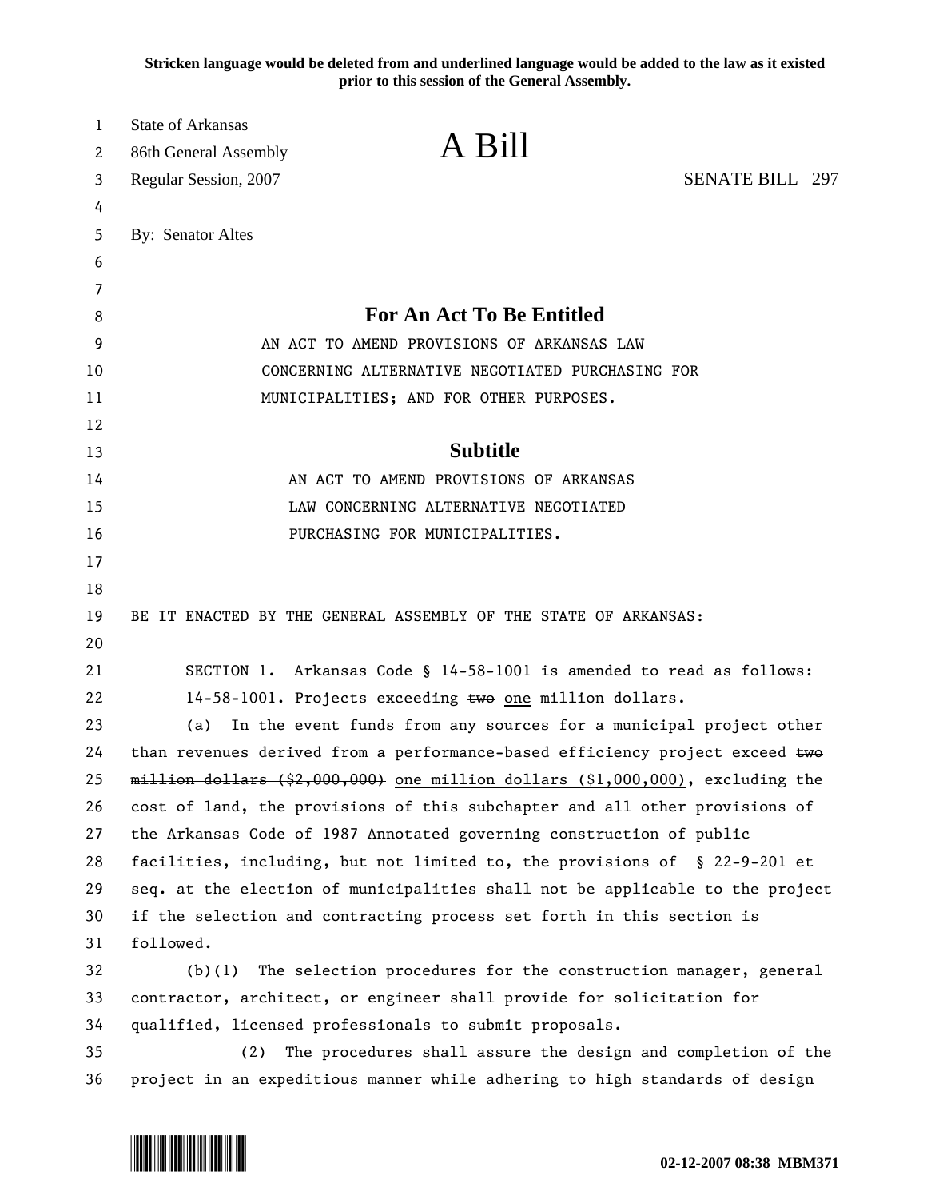**Stricken language would be deleted from and underlined language would be added to the law as it existed prior to this session of the General Assembly.**

State of Arkansas
86th General Assembly
Regular Session, 2007

# A Bill

SENATE BILL 297

By: Senator Altes

## For An Act To Be Entitled

AN ACT TO AMEND PROVISIONS OF ARKANSAS LAW CONCERNING ALTERNATIVE NEGOTIATED PURCHASING FOR MUNICIPALITIES; AND FOR OTHER PURPOSES.

## Subtitle

AN ACT TO AMEND PROVISIONS OF ARKANSAS LAW CONCERNING ALTERNATIVE NEGOTIATED PURCHASING FOR MUNICIPALITIES.

BE IT ENACTED BY THE GENERAL ASSEMBLY OF THE STATE OF ARKANSAS:

SECTION 1. Arkansas Code § 14-58-1001 is amended to read as follows:

14-58-1001. Projects exceeding ~~two~~ <u>one</u> million dollars.

(a) In the event funds from any sources for a municipal project other than revenues derived from a performance-based efficiency project exceed ~~two million dollars ($2,000,000)~~ <u>one million dollars ($1,000,000)</u>, excluding the cost of land, the provisions of this subchapter and all other provisions of the Arkansas Code of 1987 Annotated governing construction of public facilities, including, but not limited to, the provisions of § 22-9-201 et seq. at the election of municipalities shall not be applicable to the project if the selection and contracting process set forth in this section is followed.

(b)(1) The selection procedures for the construction manager, general contractor, architect, or engineer shall provide for solicitation for qualified, licensed professionals to submit proposals.

(2) The procedures shall assure the design and completion of the project in an expeditious manner while adhering to high standards of design

02-12-2007 08:38 MBM371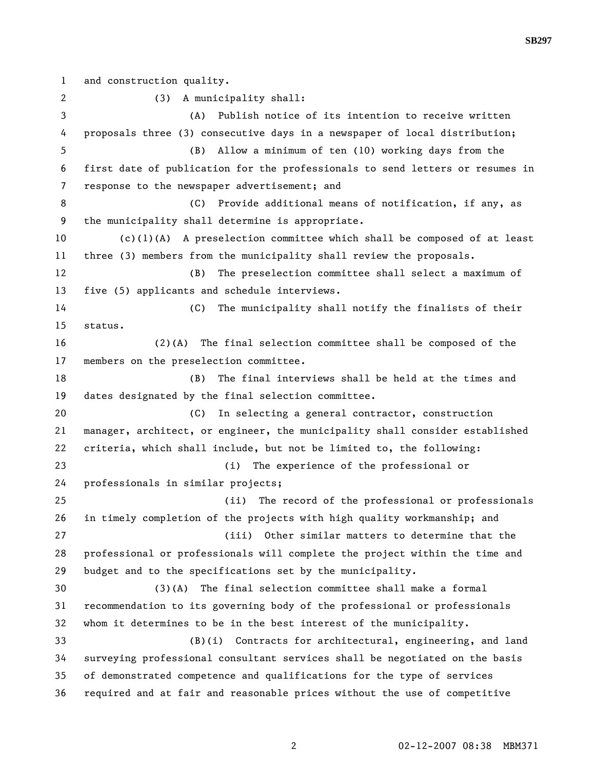and construction quality.

(3) A municipality shall:

(A) Publish notice of its intention to receive written proposals three (3) consecutive days in a newspaper of local distribution;

(B) Allow a minimum of ten (10) working days from the first date of publication for the professionals to send letters or resumes in response to the newspaper advertisement; and

(C) Provide additional means of notification, if any, as the municipality shall determine is appropriate.

(c)(1)(A) A preselection committee which shall be composed of at least three (3) members from the municipality shall review the proposals.

(B) The preselection committee shall select a maximum of five (5) applicants and schedule interviews.

(C) The municipality shall notify the finalists of their status.

(2)(A) The final selection committee shall be composed of the members on the preselection committee.

(B) The final interviews shall be held at the times and dates designated by the final selection committee.

(C) In selecting a general contractor, construction manager, architect, or engineer, the municipality shall consider established criteria, which shall include, but not be limited to, the following:

(i) The experience of the professional or professionals in similar projects;

(ii) The record of the professional or professionals in timely completion of the projects with high quality workmanship; and

(iii) Other similar matters to determine that the professional or professionals will complete the project within the time and budget and to the specifications set by the municipality.

(3)(A) The final selection committee shall make a formal recommendation to its governing body of the professional or professionals whom it determines to be in the best interest of the municipality.

(B)(i) Contracts for architectural, engineering, and land surveying professional consultant services shall be negotiated on the basis of demonstrated competence and qualifications for the type of services required and at fair and reasonable prices without the use of competitive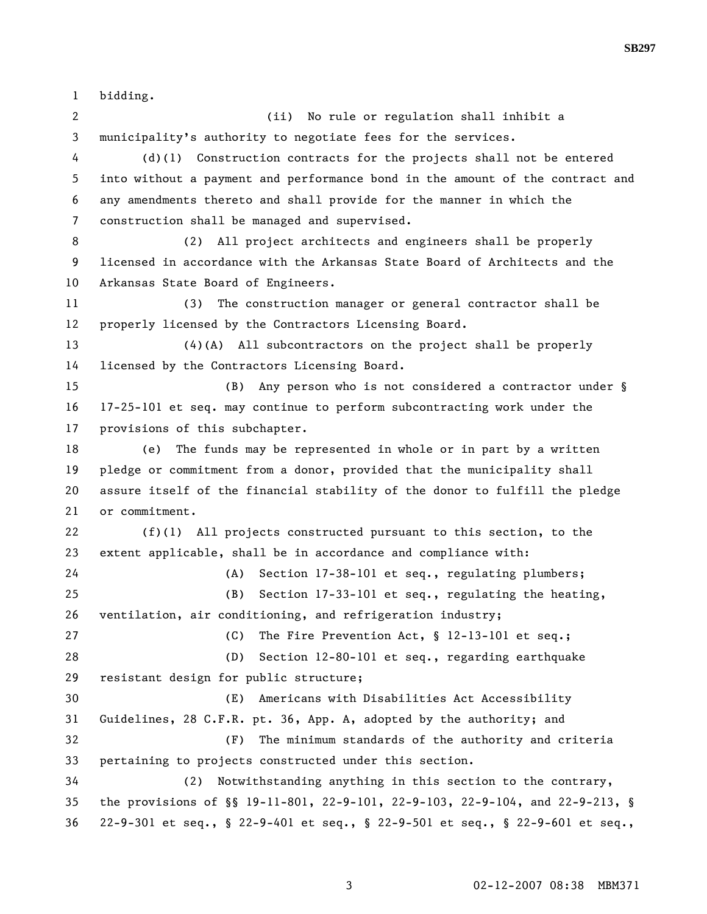bidding.

(ii) No rule or regulation shall inhibit a municipality's authority to negotiate fees for the services.

(d)(1) Construction contracts for the projects shall not be entered into without a payment and performance bond in the amount of the contract and any amendments thereto and shall provide for the manner in which the construction shall be managed and supervised.

(2) All project architects and engineers shall be properly licensed in accordance with the Arkansas State Board of Architects and the Arkansas State Board of Engineers.

(3) The construction manager or general contractor shall be properly licensed by the Contractors Licensing Board.

(4)(A) All subcontractors on the project shall be properly licensed by the Contractors Licensing Board.

(B) Any person who is not considered a contractor under § 17-25-101 et seq. may continue to perform subcontracting work under the provisions of this subchapter.

(e) The funds may be represented in whole or in part by a written pledge or commitment from a donor, provided that the municipality shall assure itself of the financial stability of the donor to fulfill the pledge or commitment.

(f)(1) All projects constructed pursuant to this section, to the extent applicable, shall be in accordance and compliance with:

(A) Section 17-38-101 et seq., regulating plumbers;

(B) Section 17-33-101 et seq., regulating the heating, ventilation, air conditioning, and refrigeration industry;

(C) The Fire Prevention Act, § 12-13-101 et seq.;

(D) Section 12-80-101 et seq., regarding earthquake resistant design for public structure;

(E) Americans with Disabilities Act Accessibility Guidelines, 28 C.F.R. pt. 36, App. A, adopted by the authority; and

(F) The minimum standards of the authority and criteria pertaining to projects constructed under this section.

(2) Notwithstanding anything in this section to the contrary, the provisions of §§ 19-11-801, 22-9-101, 22-9-103, 22-9-104, and 22-9-213, § 22-9-301 et seq., § 22-9-401 et seq., § 22-9-501 et seq., § 22-9-601 et seq.,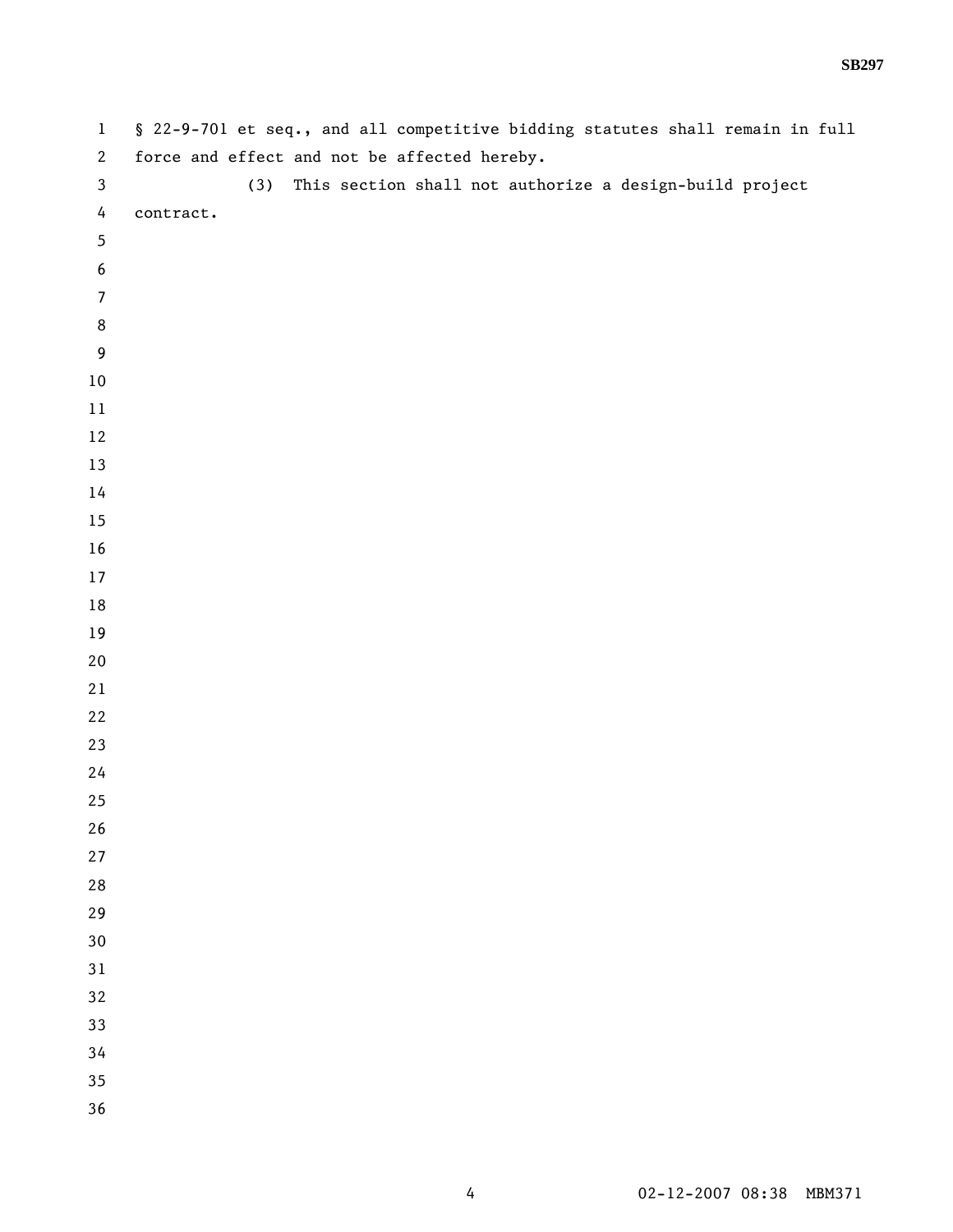§ 22-9-701 et seq., and all competitive bidding statutes shall remain in full force and effect and not be affected hereby.

(3) This section shall not authorize a design-build project contract.